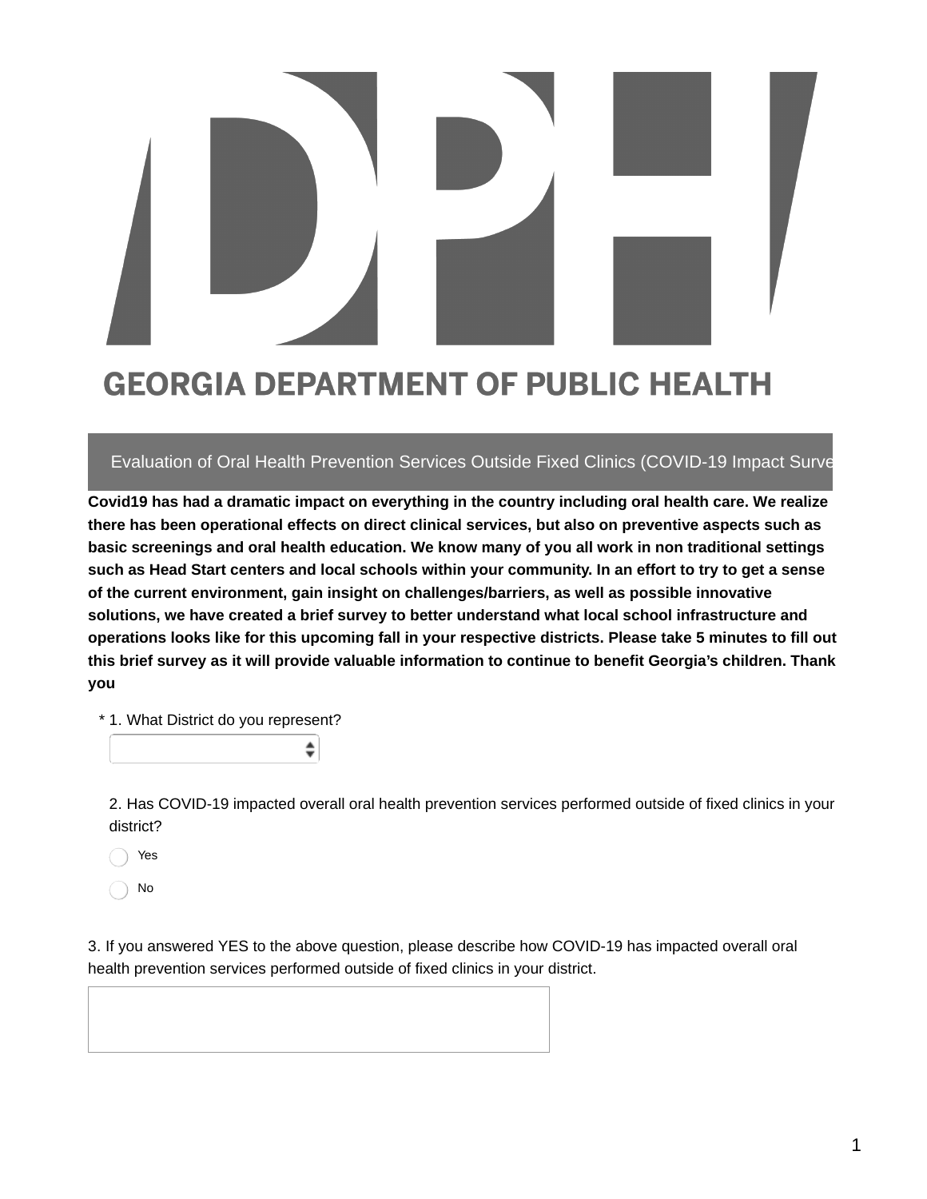# GEORGIA DEPARTMENT OF PUBLIC HEALTH

## Evaluation of Oral Health Prevention Services Outside Fixed Clinics (COVID-19 Impact Surve

**Covid19 has had a dramatic impact on everything in the country including oral health care. We realize there has been operational effects on direct clinical services, but also on preventive aspects such as basic screenings and oral health education. We know many of you all work in non traditional settings such as Head Start centers and local schools within your community. In an effort to try to get a sense of the current environment, gain insight on challenges/barriers, as well as possible innovative solutions, we have created a brief survey to better understand what local school infrastructure and operations looks like for this upcoming fall in your respective districts. Please take 5 minutes to fill out this brief survey as it will provide valuable information to continue to benefit Georgia's children. Thank you**

\* 1. What District do you represent?

2. Has COVID-19 impacted overall oral health prevention services performed outside of fixed clinics in your district?

- Yes
- No

3. If you answered YES to the above question, please describe how COVID-19 has impacted overall oral health prevention services performed outside of fixed clinics in your district.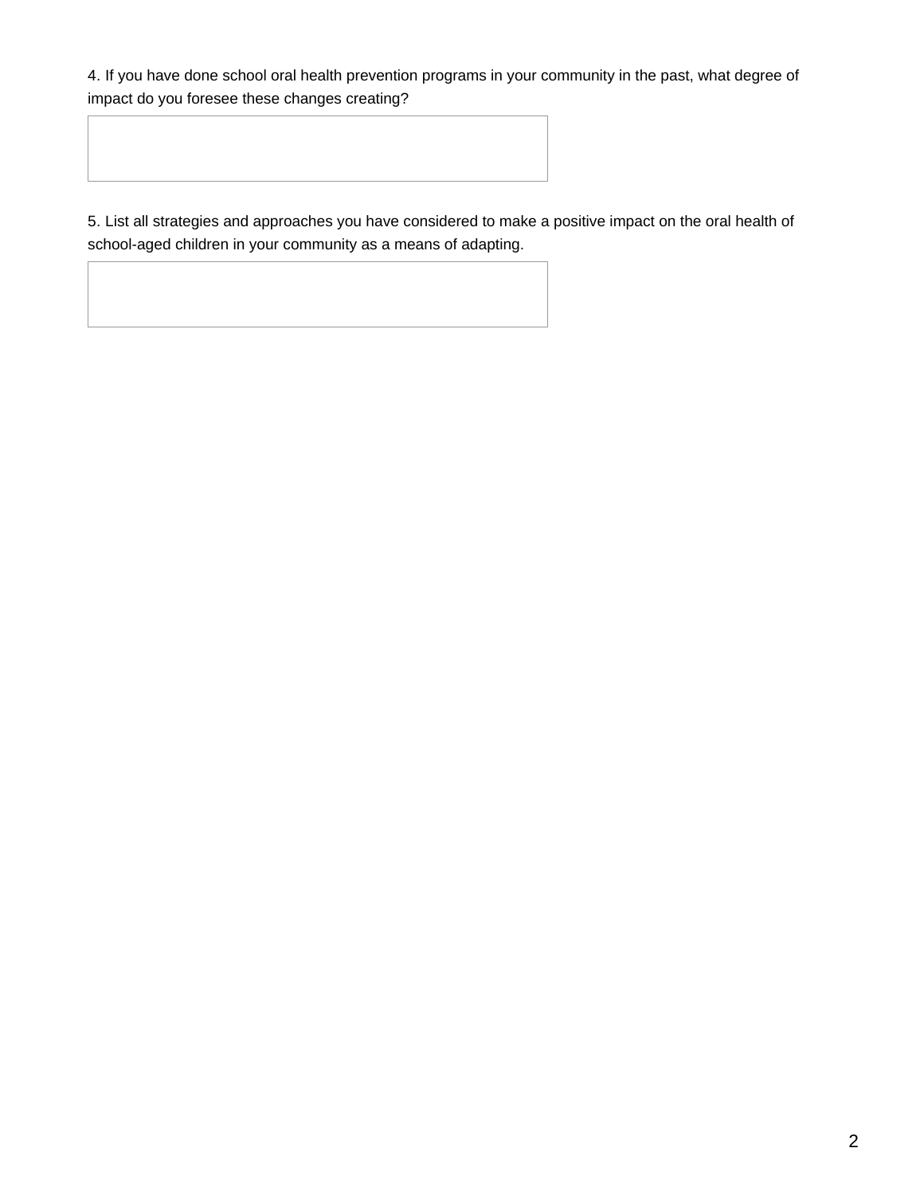4. If you have done school oral health prevention programs in your community in the past, what degree of impact do you foresee these changes creating?

5. List all strategies and approaches you have considered to make a positive impact on the oral health of school-aged children in your community as a means of adapting.